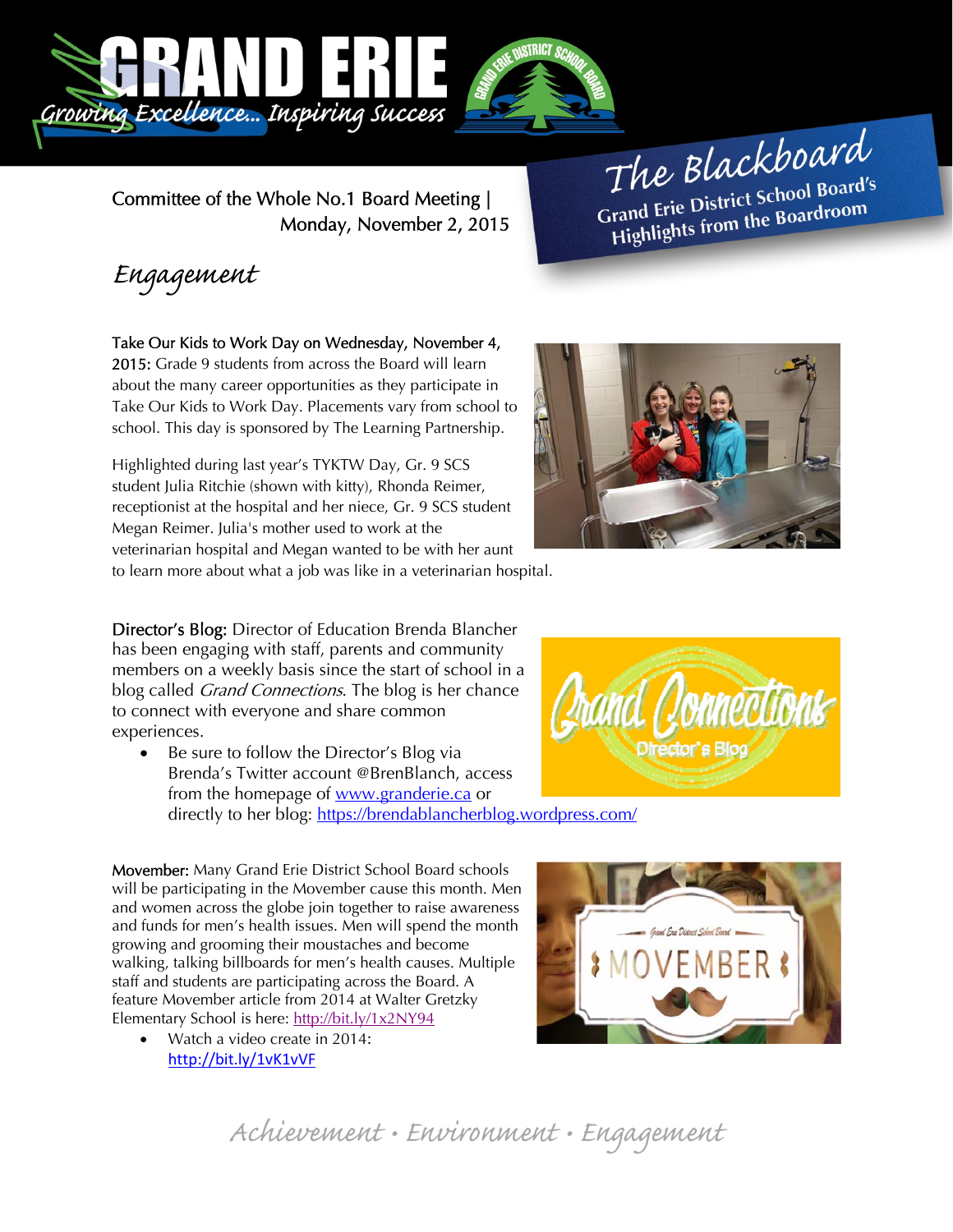# The Blackboard

Grand Erie District School Board's Highlights from the Boardroom

Committee of the Whole No.1 Board Meeting | Monday, November 2, 2015

## *Engagement*

**Take Our Kids to Work Day on Wednesday, November 4, 2015:** Grade 9 students from across the Board will learn about the many career opportunities as they participate in Take Our Kids to Work Day. Placements vary from school to school. This day is sponsored by The Learning Partnership.

Highlighted during last year's TYKTW Day, Gr. 9 SCS student Julia Ritchie (shown with kitty), Rhonda Reimer, receptionist at the hospital and her niece, Gr. 9 SCS student Megan Reimer. Julia's mother used to work at the veterinarian hospital and Megan wanted to be with her aunt to learn more about what a job was like in a veterinarian hospital.

**Director's Blog:** Director of Education Brenda Blancher has been engaging with staff, parents and community members on a weekly basis since the start of school in a blog called *Grand Connections*. The blog is her chance to connect with everyone and share common experiences.

- Be sure to follow the Director's Blog via Brenda's Twitter account @BrenBlanch, access from the homepage of www.granderie.ca or directly to her blog: https://brendablancherblog.wordpress.com/

**Movember:** Many Grand Erie District School Board schools will be participating in the Movember cause this month. Men and women across the globe join together to raise awareness and funds for men's health issues. Men will spend the month growing and grooming their moustaches and become walking, talking billboards for men's health causes. Multiple staff and students are participating across the Board. A feature Movember article from 2014 at Walter Gretzky Elementary School is here: http://bit.ly/1x2NY94

- Watch a video create in 2014: http://bit.ly/1vK1vVF

*Achievement • Environment • Engagement*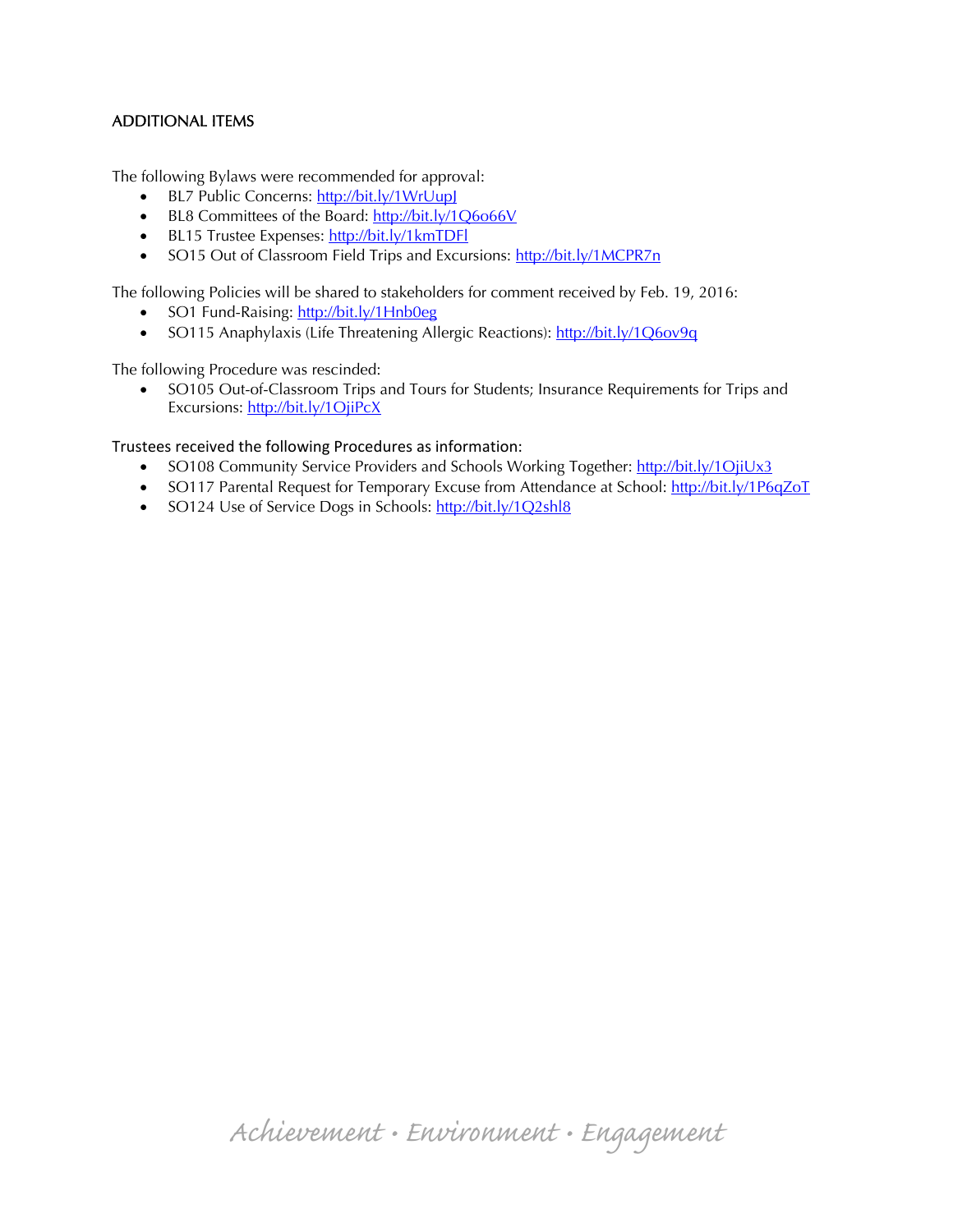## ADDITIONAL ITEMS

The following Bylaws were recommended for approval:

- BL7 Public Concerns: http://bit.ly/1WrUupJ
- BL8 Committees of the Board: http://bit.ly/1Q6o66V
- BL15 Trustee Expenses: http://bit.ly/1kmTDFl
- SO15 Out of Classroom Field Trips and Excursions: http://bit.ly/1MCPR7n

The following Policies will be shared to stakeholders for comment received by Feb. 19, 2016:

- SO1 Fund-Raising: http://bit.ly/1Hnb0eg
- SO115 Anaphylaxis (Life Threatening Allergic Reactions): http://bit.ly/1Q6ov9q

The following Procedure was rescinded:

- SO105 Out-of-Classroom Trips and Tours for Students; Insurance Requirements for Trips and Excursions: http://bit.ly/1OjiPcX

Trustees received the following Procedures as information:

- SO108 Community Service Providers and Schools Working Together: http://bit.ly/1OjiUx3
- SO117 Parental Request for Temporary Excuse from Attendance at School: http://bit.ly/1P6qZoT
- SO124 Use of Service Dogs in Schools: http://bit.ly/1Q2shl8